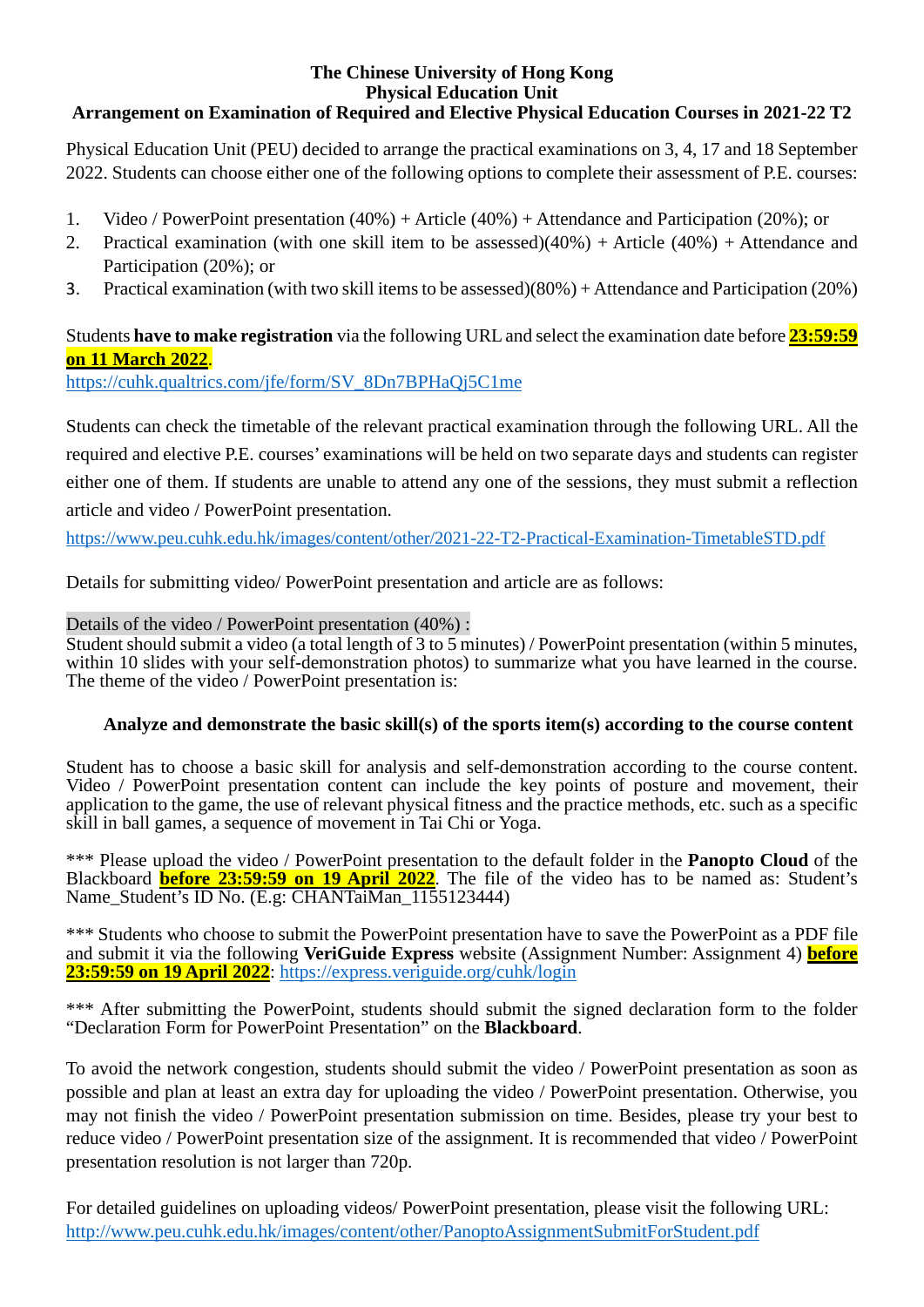**The Chinese University of Hong Kong**
**Physical Education Unit**
**Arrangement on Examination of Required and Elective Physical Education Courses in 2021-22 T2**

Physical Education Unit (PEU) decided to arrange the practical examinations on 3, 4, 17 and 18 September 2022. Students can choose either one of the following options to complete their assessment of P.E. courses:

1. Video / PowerPoint presentation (40%) + Article (40%) + Attendance and Participation (20%); or
2. Practical examination (with one skill item to be assessed)(40%) + Article (40%) + Attendance and Participation (20%); or
3. Practical examination (with two skill items to be assessed)(80%) + Attendance and Participation (20%)

Students **have to make registration** via the following URL and select the examination date before **23:59:59 on 11 March 2022**.
https://cuhk.qualtrics.com/jfe/form/SV_8Dn7BPHaQj5C1me

Students can check the timetable of the relevant practical examination through the following URL. All the required and elective P.E. courses' examinations will be held on two separate days and students can register either one of them. If students are unable to attend any one of the sessions, they must submit a reflection article and video / PowerPoint presentation.
https://www.peu.cuhk.edu.hk/images/content/other/2021-22-T2-Practical-Examination-TimetableSTD.pdf

Details for submitting video/ PowerPoint presentation and article are as follows:

Details of the video / PowerPoint presentation (40%) :
Student should submit a video (a total length of 3 to 5 minutes) / PowerPoint presentation (within 5 minutes, within 10 slides with your self-demonstration photos) to summarize what you have learned in the course. The theme of the video / PowerPoint presentation is:

**Analyze and demonstrate the basic skill(s) of the sports item(s) according to the course content**

Student has to choose a basic skill for analysis and self-demonstration according to the course content. Video / PowerPoint presentation content can include the key points of posture and movement, their application to the game, the use of relevant physical fitness and the practice methods, etc. such as a specific skill in ball games, a sequence of movement in Tai Chi or Yoga.

*** Please upload the video / PowerPoint presentation to the default folder in the **Panopto Cloud** of the Blackboard **before 23:59:59 on 19 April 2022**. The file of the video has to be named as: Student's Name_Student's ID No. (E.g: CHANTaiMan_1155123444)

*** Students who choose to submit the PowerPoint presentation have to save the PowerPoint as a PDF file and submit it via the following **VeriGuide Express** website (Assignment Number: Assignment 4) **before 23:59:59 on 19 April 2022**: https://express.veriguide.org/cuhk/login

*** After submitting the PowerPoint, students should submit the signed declaration form to the folder "Declaration Form for PowerPoint Presentation" on the **Blackboard**.

To avoid the network congestion, students should submit the video / PowerPoint presentation as soon as possible and plan at least an extra day for uploading the video / PowerPoint presentation. Otherwise, you may not finish the video / PowerPoint presentation submission on time. Besides, please try your best to reduce video / PowerPoint presentation size of the assignment. It is recommended that video / PowerPoint presentation resolution is not larger than 720p.

For detailed guidelines on uploading videos/ PowerPoint presentation, please visit the following URL:
http://www.peu.cuhk.edu.hk/images/content/other/PanoptoAssignmentSubmitForStudent.pdf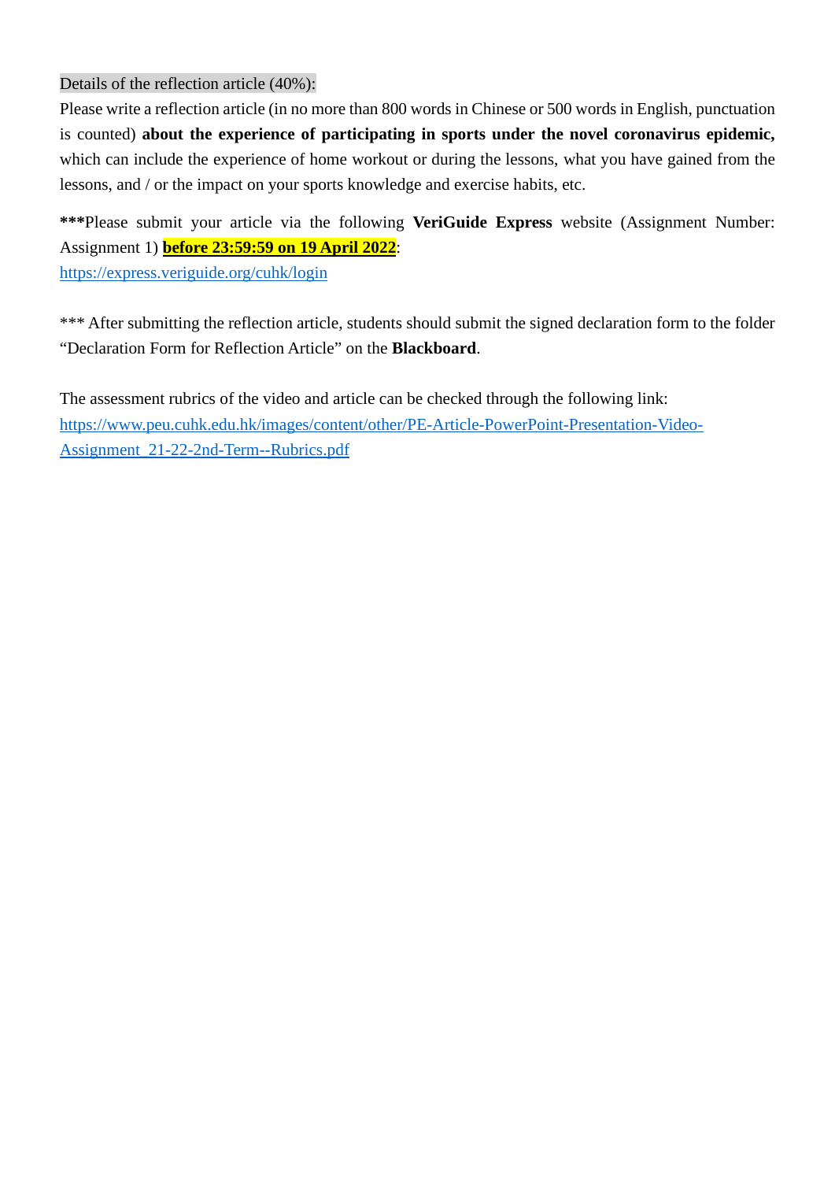Details of the reflection article (40%):

Please write a reflection article (in no more than 800 words in Chinese or 500 words in English, punctuation is counted) **about the experience of participating in sports under the novel coronavirus epidemic,** which can include the experience of home workout or during the lessons, what you have gained from the lessons, and / or the impact on your sports knowledge and exercise habits, etc.

**\*\*\***Please submit your article via the following **VeriGuide Express** website (Assignment Number: Assignment 1) **before 23:59:59 on 19 April 2022**:
https://express.veriguide.org/cuhk/login

*** After submitting the reflection article, students should submit the signed declaration form to the folder "Declaration Form for Reflection Article" on the **Blackboard**.

The assessment rubrics of the video and article can be checked through the following link:
https://www.peu.cuhk.edu.hk/images/content/other/PE-Article-PowerPoint-Presentation-Video-Assignment_21-22-2nd-Term--Rubrics.pdf